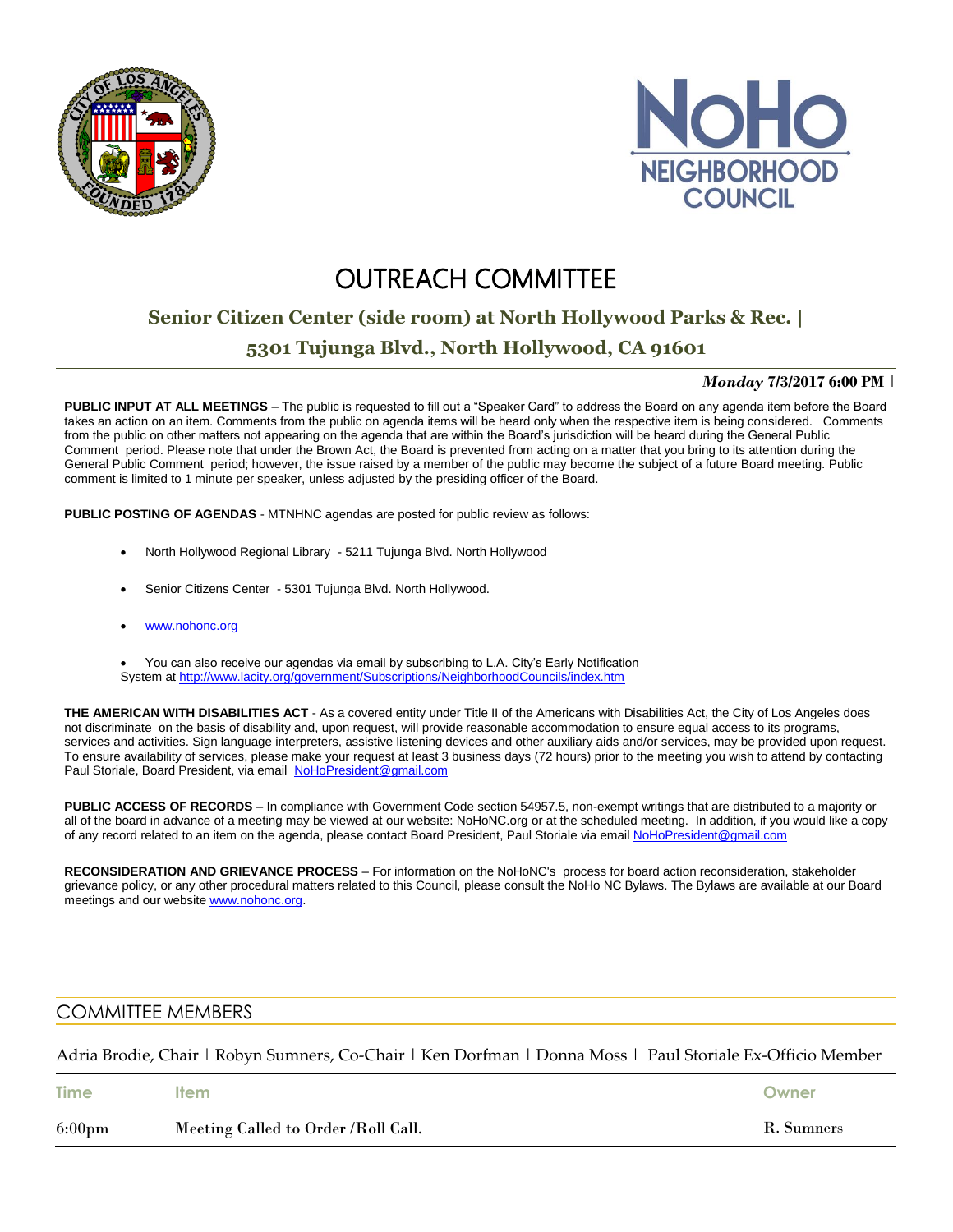# OUTREACH COMMITTEE

## Senior Citizen Center (side room) at North Hollywood Parks & Rec. |

## 5301 Tujunga Blvd., North Hollywood, CA 91601

***Monday*** **7/3/2017 6:00 PM** |

**PUBLIC INPUT AT ALL MEETINGS** – The public is requested to fill out a "Speaker Card" to address the Board on any agenda item before the Board takes an action on an item. Comments from the public on agenda items will be heard only when the respective item is being considered. Comments from the public on other matters not appearing on the agenda that are within the Board's jurisdiction will be heard during the General Public Comment period. Please note that under the Brown Act, the Board is prevented from acting on a matter that you bring to its attention during the General Public Comment period; however, the issue raised by a member of the public may become the subject of a future Board meeting. Public comment is limited to 1 minute per speaker, unless adjusted by the presiding officer of the Board.

**PUBLIC POSTING OF AGENDAS** - MTNHNC agendas are posted for public review as follows:

- North Hollywood Regional Library - 5211 Tujunga Blvd. North Hollywood
- Senior Citizens Center - 5301 Tujunga Blvd. North Hollywood.
- www.nohonc.org
- You can also receive our agendas via email by subscribing to L.A. City's Early Notification System at http://www.lacity.org/government/Subscriptions/NeighborhoodCouncils/index.htm

**THE AMERICAN WITH DISABILITIES ACT** - As a covered entity under Title II of the Americans with Disabilities Act, the City of Los Angeles does not discriminate on the basis of disability and, upon request, will provide reasonable accommodation to ensure equal access to its programs, services and activities. Sign language interpreters, assistive listening devices and other auxiliary aids and/or services, may be provided upon request. To ensure availability of services, please make your request at least 3 business days (72 hours) prior to the meeting you wish to attend by contacting Paul Storiale, Board President, via email NoHoPresident@gmail.com

**PUBLIC ACCESS OF RECORDS** – In compliance with Government Code section 54957.5, non-exempt writings that are distributed to a majority or all of the board in advance of a meeting may be viewed at our website: NoHoNC.org or at the scheduled meeting. In addition, if you would like a copy of any record related to an item on the agenda, please contact Board President, Paul Storiale via email NoHoPresident@gmail.com

**RECONSIDERATION AND GRIEVANCE PROCESS** – For information on the NoHoNC's process for board action reconsideration, stakeholder grievance policy, or any other procedural matters related to this Council, please consult the NoHo NC Bylaws. The Bylaws are available at our Board meetings and our website www.nohonc.org.

## COMMITTEE MEMBERS

Adria Brodie, Chair | Robyn Sumners, Co-Chair | Ken Dorfman | Donna Moss | Paul Storiale Ex-Officio Member

| Time | Item | Owner |
|---|---|---|
| 6:00pm | Meeting Called to Order /Roll Call. | R. Sumners |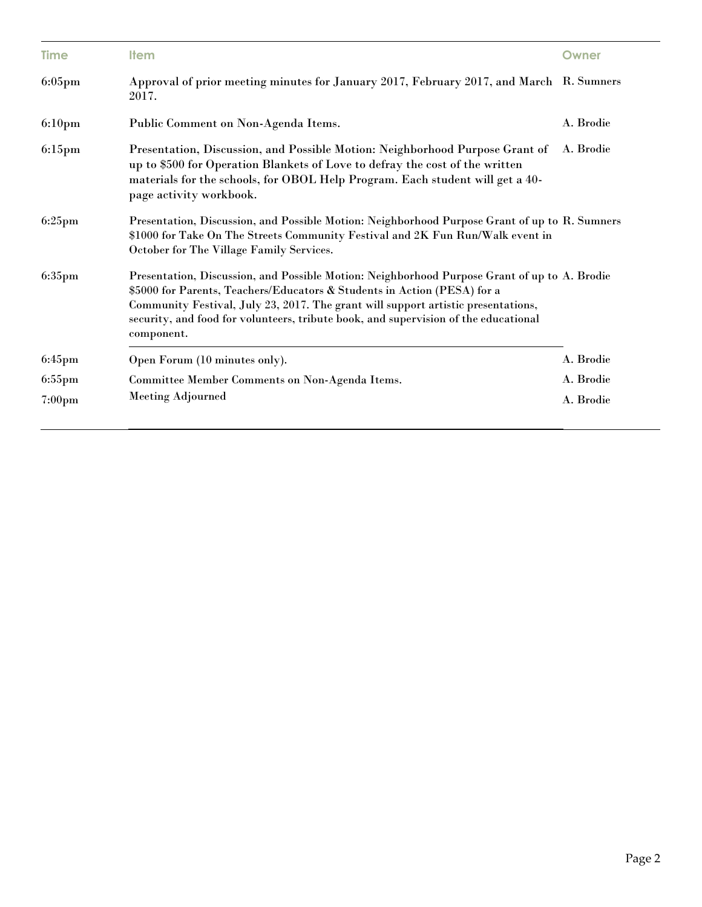| Time | Item | Owner |
| --- | --- | --- |
| 6:05pm | Approval of prior meeting minutes for January 2017, February 2017, and March 2017. | R. Sumners |
| 6:10pm | Public Comment on Non-Agenda Items. | A. Brodie |
| 6:15pm | Presentation, Discussion, and Possible Motion: Neighborhood Purpose Grant of up to $500 for Operation Blankets of Love to defray the cost of the written materials for the schools, for OBOL Help Program. Each student will get a 40-page activity workbook. | A. Brodie |
| 6:25pm | Presentation, Discussion, and Possible Motion: Neighborhood Purpose Grant of up to $1000 for Take On The Streets Community Festival and 2K Fun Run/Walk event in October for The Village Family Services. | R. Sumners |
| 6:35pm | Presentation, Discussion, and Possible Motion: Neighborhood Purpose Grant of up to $5000 for Parents, Teachers/Educators & Students in Action (PESA) for a Community Festival, July 23, 2017. The grant will support artistic presentations, security, and food for volunteers, tribute book, and supervision of the educational component. | A. Brodie |
| 6:45pm | Open Forum (10 minutes only). | A. Brodie |
| 6:55pm | Committee Member Comments on Non-Agenda Items. | A. Brodie |
| 7:00pm | Meeting Adjourned | A. Brodie |